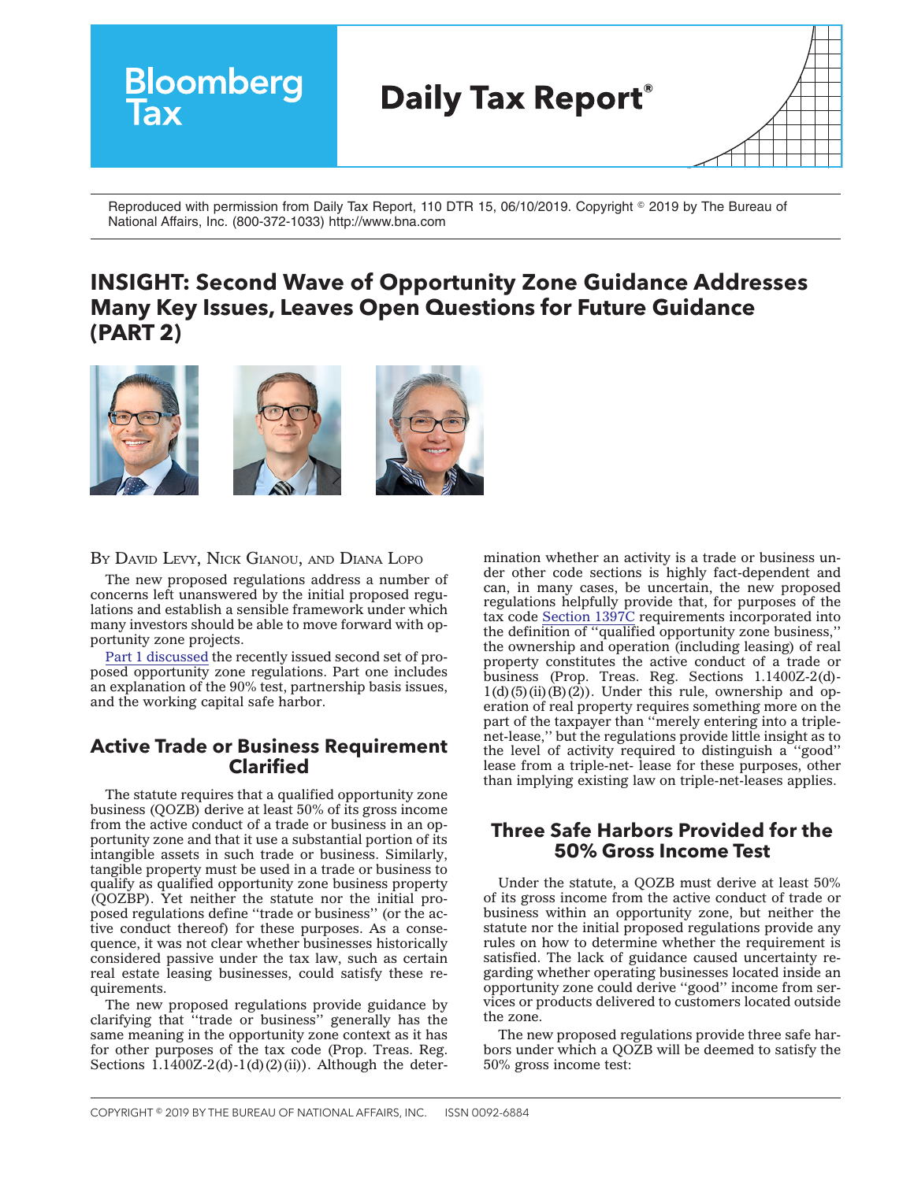Reproduced with permission from Daily Tax Report, 110 DTR 15, 06/10/2019. Copyright © 2019 by The Bureau of National Affairs, Inc. (800-372-1033) http://www.bna.com

# INSIGHT: Second Wave of Opportunity Zone Guidance Addresses Many Key Issues, Leaves Open Questions for Future Guidance (PART 2)

BY DAVID LEVY, NICK GIANOU, AND DIANA LOPO

The new proposed regulations address a number of concerns left unanswered by the initial proposed regulations and establish a sensible framework under which many investors should be able to move forward with opportunity zone projects.

Part 1 discussed the recently issued second set of proposed opportunity zone regulations. Part one includes an explanation of the 90% test, partnership basis issues, and the working capital safe harbor.

## Active Trade or Business Requirement Clarified

The statute requires that a qualified opportunity zone business (QOZB) derive at least 50% of its gross income from the active conduct of a trade or business in an opportunity zone and that it use a substantial portion of its intangible assets in such trade or business. Similarly, tangible property must be used in a trade or business to qualify as qualified opportunity zone business property (QOZBP). Yet neither the statute nor the initial proposed regulations define "trade or business" (or the active conduct thereof) for these purposes. As a consequence, it was not clear whether businesses historically considered passive under the tax law, such as certain real estate leasing businesses, could satisfy these requirements.

The new proposed regulations provide guidance by clarifying that "trade or business" generally has the same meaning in the opportunity zone context as it has for other purposes of the tax code (Prop. Treas. Reg. Sections 1.1400Z-2(d)-1(d)(2)(ii)). Although the determination whether an activity is a trade or business under other code sections is highly fact-dependent and can, in many cases, be uncertain, the new proposed regulations helpfully provide that, for purposes of the tax code Section 1397C requirements incorporated into the definition of "qualified opportunity zone business," the ownership and operation (including leasing) of real property constitutes the active conduct of a trade or business (Prop. Treas. Reg. Sections 1.1400Z-2(d)-1(d)(5)(ii)(B)(2)). Under this rule, ownership and operation of real property requires something more on the part of the taxpayer than "merely entering into a triple-net-lease," but the regulations provide little insight as to the level of activity required to distinguish a "good" lease from a triple-net- lease for these purposes, other than implying existing law on triple-net-leases applies.

## Three Safe Harbors Provided for the 50% Gross Income Test

Under the statute, a QOZB must derive at least 50% of its gross income from the active conduct of trade or business within an opportunity zone, but neither the statute nor the initial proposed regulations provide any rules on how to determine whether the requirement is satisfied. The lack of guidance caused uncertainty regarding whether operating businesses located inside an opportunity zone could derive "good" income from services or products delivered to customers located outside the zone.

The new proposed regulations provide three safe harbors under which a QOZB will be deemed to satisfy the 50% gross income test: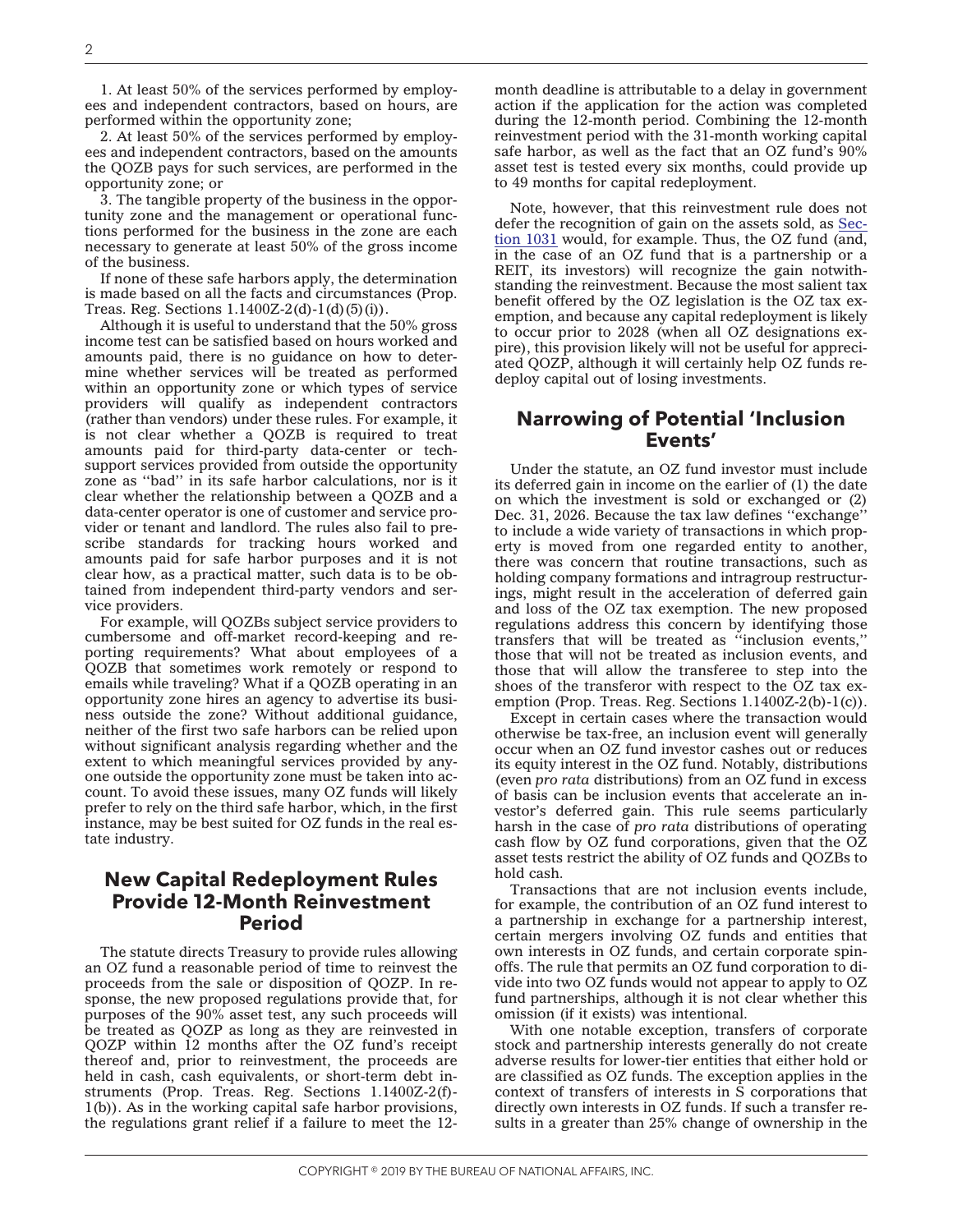1. At least 50% of the services performed by employees and independent contractors, based on hours, are performed within the opportunity zone;

2. At least 50% of the services performed by employees and independent contractors, based on the amounts the QOZB pays for such services, are performed in the opportunity zone; or

3. The tangible property of the business in the opportunity zone and the management or operational functions performed for the business in the zone are each necessary to generate at least 50% of the gross income of the business.

If none of these safe harbors apply, the determination is made based on all the facts and circumstances (Prop. Treas. Reg. Sections 1.1400Z-2(d)-1(d)(5)(i)).

Although it is useful to understand that the 50% gross income test can be satisfied based on hours worked and amounts paid, there is no guidance on how to determine whether services will be treated as performed within an opportunity zone or which types of service providers will qualify as independent contractors (rather than vendors) under these rules. For example, it is not clear whether a QOZB is required to treat amounts paid for third-party data-center or tech-support services provided from outside the opportunity zone as ''bad'' in its safe harbor calculations, nor is it clear whether the relationship between a QOZB and a data-center operator is one of customer and service provider or tenant and landlord. The rules also fail to prescribe standards for tracking hours worked and amounts paid for safe harbor purposes and it is not clear how, as a practical matter, such data is to be obtained from independent third-party vendors and service providers.

For example, will QOZBs subject service providers to cumbersome and off-market record-keeping and reporting requirements? What about employees of a QOZB that sometimes work remotely or respond to emails while traveling? What if a QOZB operating in an opportunity zone hires an agency to advertise its business outside the zone? Without additional guidance, neither of the first two safe harbors can be relied upon without significant analysis regarding whether and the extent to which meaningful services provided by anyone outside the opportunity zone must be taken into account. To avoid these issues, many OZ funds will likely prefer to rely on the third safe harbor, which, in the first instance, may be best suited for OZ funds in the real estate industry.

## New Capital Redeployment Rules Provide 12-Month Reinvestment Period

The statute directs Treasury to provide rules allowing an OZ fund a reasonable period of time to reinvest the proceeds from the sale or disposition of QOZP. In response, the new proposed regulations provide that, for purposes of the 90% asset test, any such proceeds will be treated as QOZP as long as they are reinvested in QOZP within 12 months after the OZ fund's receipt thereof and, prior to reinvestment, the proceeds are held in cash, cash equivalents, or short-term debt instruments (Prop. Treas. Reg. Sections 1.1400Z-2(f)-1(b)). As in the working capital safe harbor provisions, the regulations grant relief if a failure to meet the 12-month deadline is attributable to a delay in government action if the application for the action was completed during the 12-month period. Combining the 12-month reinvestment period with the 31-month working capital safe harbor, as well as the fact that an OZ fund's 90% asset test is tested every six months, could provide up to 49 months for capital redeployment.

Note, however, that this reinvestment rule does not defer the recognition of gain on the assets sold, as Section 1031 would, for example. Thus, the OZ fund (and, in the case of an OZ fund that is a partnership or a REIT, its investors) will recognize the gain notwithstanding the reinvestment. Because the most salient tax benefit offered by the OZ legislation is the OZ tax exemption, and because any capital redeployment is likely to occur prior to 2028 (when all OZ designations expire), this provision likely will not be useful for appreciated QOZP, although it will certainly help OZ funds redeploy capital out of losing investments.

## Narrowing of Potential 'Inclusion Events'

Under the statute, an OZ fund investor must include its deferred gain in income on the earlier of (1) the date on which the investment is sold or exchanged or (2) Dec. 31, 2026. Because the tax law defines ''exchange'' to include a wide variety of transactions in which property is moved from one regarded entity to another, there was concern that routine transactions, such as holding company formations and intragroup restructurings, might result in the acceleration of deferred gain and loss of the OZ tax exemption. The new proposed regulations address this concern by identifying those transfers that will be treated as ''inclusion events,'' those that will not be treated as inclusion events, and those that will allow the transferee to step into the shoes of the transferor with respect to the OZ tax exemption (Prop. Treas. Reg. Sections 1.1400Z-2(b)-1(c)).

Except in certain cases where the transaction would otherwise be tax-free, an inclusion event will generally occur when an OZ fund investor cashes out or reduces its equity interest in the OZ fund. Notably, distributions (even *pro rata* distributions) from an OZ fund in excess of basis can be inclusion events that accelerate an investor's deferred gain. This rule seems particularly harsh in the case of *pro rata* distributions of operating cash flow by OZ fund corporations, given that the OZ asset tests restrict the ability of OZ funds and QOZBs to hold cash.

Transactions that are not inclusion events include, for example, the contribution of an OZ fund interest to a partnership in exchange for a partnership interest, certain mergers involving OZ funds and entities that own interests in OZ funds, and certain corporate spin-offs. The rule that permits an OZ fund corporation to divide into two OZ funds would not appear to apply to OZ fund partnerships, although it is not clear whether this omission (if it exists) was intentional.

With one notable exception, transfers of corporate stock and partnership interests generally do not create adverse results for lower-tier entities that either hold or are classified as OZ funds. The exception applies in the context of transfers of interests in S corporations that directly own interests in OZ funds. If such a transfer results in a greater than 25% change of ownership in the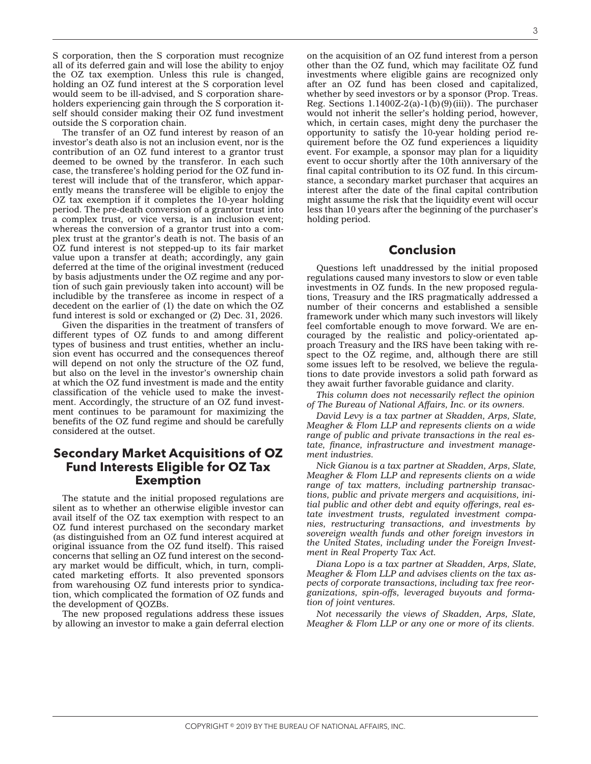S corporation, then the S corporation must recognize all of its deferred gain and will lose the ability to enjoy the OZ tax exemption. Unless this rule is changed, holding an OZ fund interest at the S corporation level would seem to be ill-advised, and S corporation shareholders experiencing gain through the S corporation itself should consider making their OZ fund investment outside the S corporation chain.

The transfer of an OZ fund interest by reason of an investor's death also is not an inclusion event, nor is the contribution of an OZ fund interest to a grantor trust deemed to be owned by the transferor. In each such case, the transferee's holding period for the OZ fund interest will include that of the transferor, which apparently means the transferee will be eligible to enjoy the OZ tax exemption if it completes the 10-year holding period. The pre-death conversion of a grantor trust into a complex trust, or vice versa, is an inclusion event; whereas the conversion of a grantor trust into a complex trust at the grantor's death is not. The basis of an OZ fund interest is not stepped-up to its fair market value upon a transfer at death; accordingly, any gain deferred at the time of the original investment (reduced by basis adjustments under the OZ regime and any portion of such gain previously taken into account) will be includible by the transferee as income in respect of a decedent on the earlier of (1) the date on which the OZ fund interest is sold or exchanged or (2) Dec. 31, 2026.

Given the disparities in the treatment of transfers of different types of OZ funds to and among different types of business and trust entities, whether an inclusion event has occurred and the consequences thereof will depend on not only the structure of the OZ fund, but also on the level in the investor's ownership chain at which the OZ fund investment is made and the entity classification of the vehicle used to make the investment. Accordingly, the structure of an OZ fund investment continues to be paramount for maximizing the benefits of the OZ fund regime and should be carefully considered at the outset.

## Secondary Market Acquisitions of OZ Fund Interests Eligible for OZ Tax Exemption

The statute and the initial proposed regulations are silent as to whether an otherwise eligible investor can avail itself of the OZ tax exemption with respect to an OZ fund interest purchased on the secondary market (as distinguished from an OZ fund interest acquired at original issuance from the OZ fund itself). This raised concerns that selling an OZ fund interest on the secondary market would be difficult, which, in turn, complicated marketing efforts. It also prevented sponsors from warehousing OZ fund interests prior to syndication, which complicated the formation of OZ funds and the development of QOZBs.

The new proposed regulations address these issues by allowing an investor to make a gain deferral election on the acquisition of an OZ fund interest from a person other than the OZ fund, which may facilitate OZ fund investments where eligible gains are recognized only after an OZ fund has been closed and capitalized, whether by seed investors or by a sponsor (Prop. Treas. Reg. Sections 1.1400Z-2(a)-1(b)(9)(iii)). The purchaser would not inherit the seller's holding period, however, which, in certain cases, might deny the purchaser the opportunity to satisfy the 10-year holding period requirement before the OZ fund experiences a liquidity event. For example, a sponsor may plan for a liquidity event to occur shortly after the 10th anniversary of the final capital contribution to its OZ fund. In this circumstance, a secondary market purchaser that acquires an interest after the date of the final capital contribution might assume the risk that the liquidity event will occur less than 10 years after the beginning of the purchaser's holding period.

## Conclusion

Questions left unaddressed by the initial proposed regulations caused many investors to slow or even table investments in OZ funds. In the new proposed regulations, Treasury and the IRS pragmatically addressed a number of their concerns and established a sensible framework under which many such investors will likely feel comfortable enough to move forward. We are encouraged by the realistic and policy-orientated approach Treasury and the IRS have been taking with respect to the OZ regime, and, although there are still some issues left to be resolved, we believe the regulations to date provide investors a solid path forward as they await further favorable guidance and clarity.

*This column does not necessarily reflect the opinion of The Bureau of National Affairs, Inc. or its owners.*

*David Levy is a tax partner at Skadden, Arps, Slate, Meagher & Flom LLP and represents clients on a wide range of public and private transactions in the real estate, finance, infrastructure and investment management industries.*

*Nick Gianou is a tax partner at Skadden, Arps, Slate, Meagher & Flom LLP and represents clients on a wide range of tax matters, including partnership transactions, public and private mergers and acquisitions, initial public and other debt and equity offerings, real estate investment trusts, regulated investment companies, restructuring transactions, and investments by sovereign wealth funds and other foreign investors in the United States, including under the Foreign Investment in Real Property Tax Act.*

*Diana Lopo is a tax partner at Skadden, Arps, Slate, Meagher & Flom LLP and advises clients on the tax aspects of corporate transactions, including tax free reorganizations, spin-offs, leveraged buyouts and formation of joint ventures.*

*Not necessarily the views of Skadden, Arps, Slate, Meagher & Flom LLP or any one or more of its clients.*